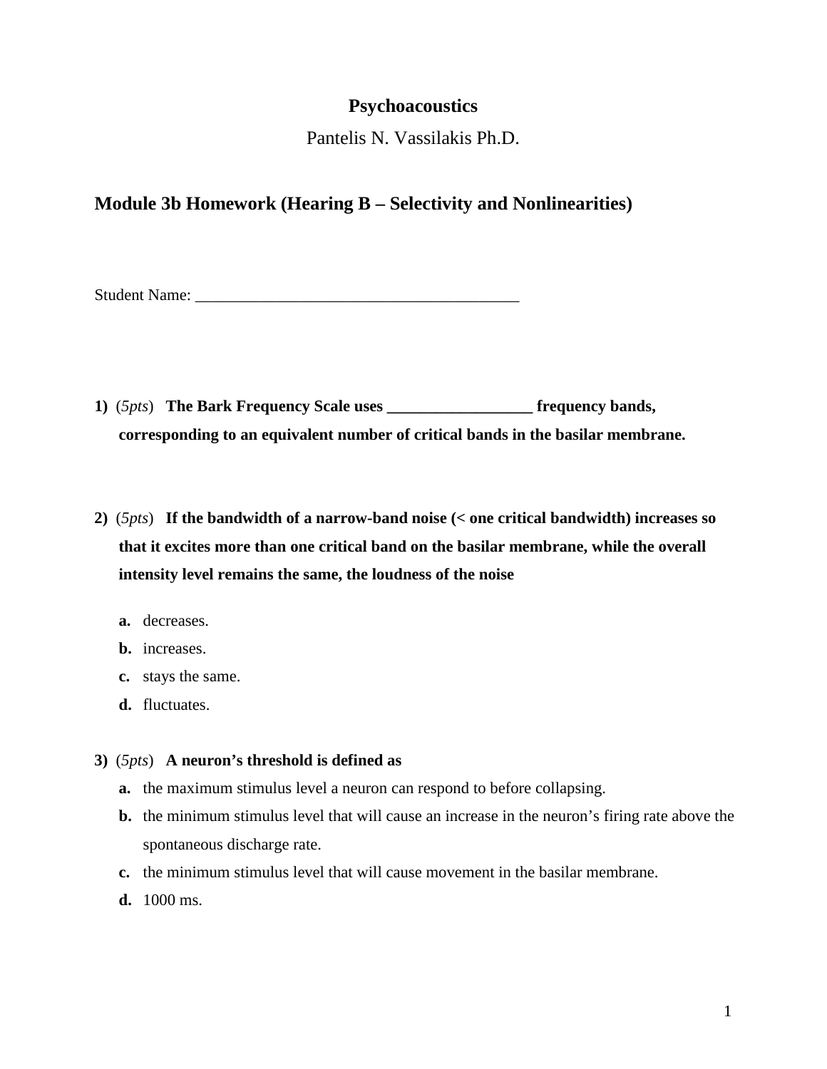# Psychoacoustics

Pantelis N. Vassilakis Ph.D.

## Module 3b Homework (Hearing B – Selectivity and Nonlinearities)

Student Name: ________________________________________

**1)** (*5pts*) **The Bark Frequency Scale uses __________________ frequency bands, corresponding to an equivalent number of critical bands in the basilar membrane.**

**2)** (*5pts*) **If the bandwidth of a narrow-band noise (< one critical bandwidth) increases so that it excites more than one critical band on the basilar membrane, while the overall intensity level remains the same, the loudness of the noise**

- **a.** decreases.
- **b.** increases.
- **c.** stays the same.
- **d.** fluctuates.

**3)** (*5pts*) **A neuron's threshold is defined as**

- **a.** the maximum stimulus level a neuron can respond to before collapsing.
- **b.** the minimum stimulus level that will cause an increase in the neuron's firing rate above the spontaneous discharge rate.
- **c.** the minimum stimulus level that will cause movement in the basilar membrane.
- **d.** 1000 ms.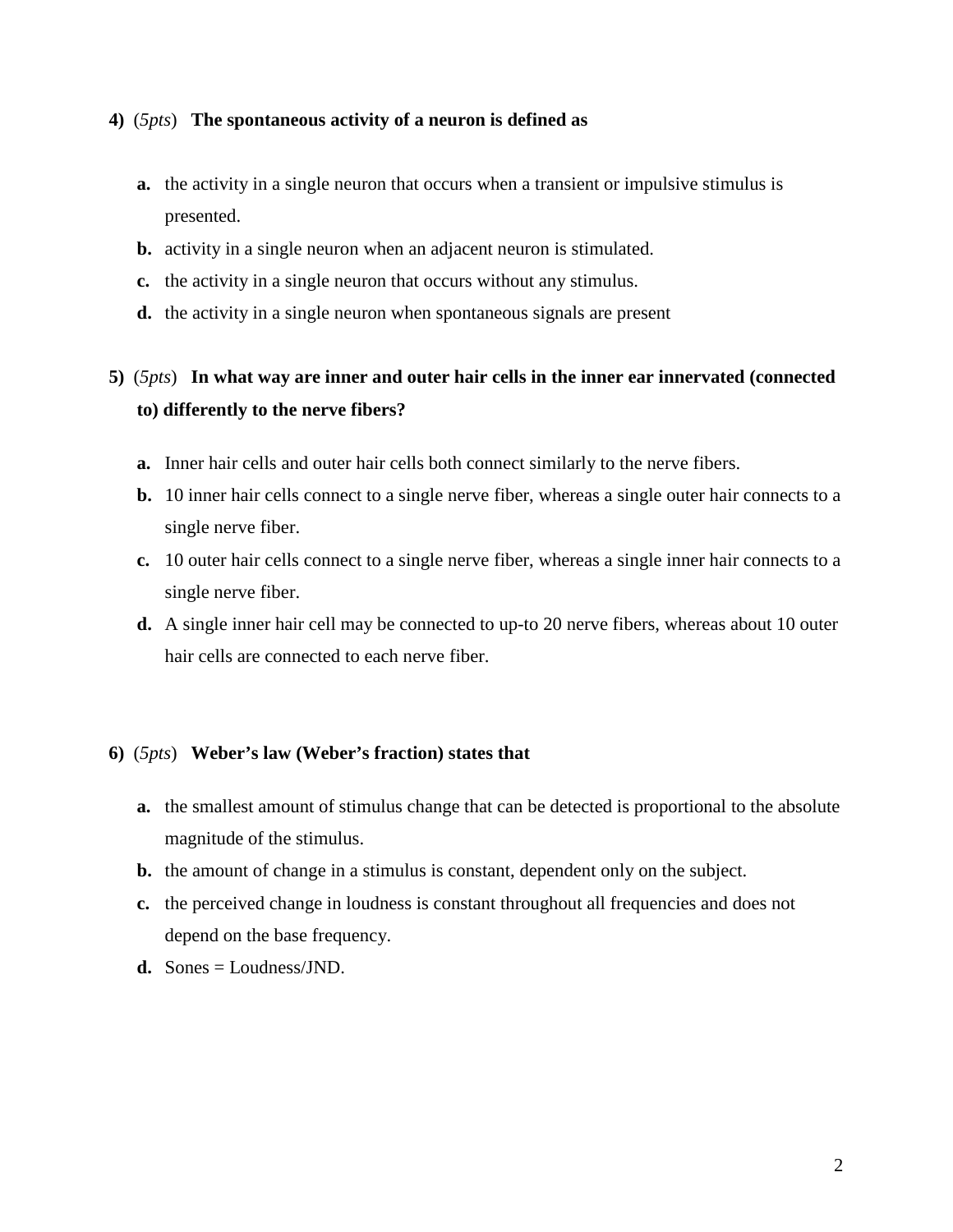**4)** (*5pts*) **The spontaneous activity of a neuron is defined as**

- **a.** the activity in a single neuron that occurs when a transient or impulsive stimulus is presented.
- **b.** activity in a single neuron when an adjacent neuron is stimulated.
- **c.** the activity in a single neuron that occurs without any stimulus.
- **d.** the activity in a single neuron when spontaneous signals are present

**5)** (*5pts*) **In what way are inner and outer hair cells in the inner ear innervated (connected to) differently to the nerve fibers?**

- **a.** Inner hair cells and outer hair cells both connect similarly to the nerve fibers.
- **b.** 10 inner hair cells connect to a single nerve fiber, whereas a single outer hair connects to a single nerve fiber.
- **c.** 10 outer hair cells connect to a single nerve fiber, whereas a single inner hair connects to a single nerve fiber.
- **d.** A single inner hair cell may be connected to up-to 20 nerve fibers, whereas about 10 outer hair cells are connected to each nerve fiber.

**6)** (*5pts*) **Weber's law (Weber's fraction) states that**

- **a.** the smallest amount of stimulus change that can be detected is proportional to the absolute magnitude of the stimulus.
- **b.** the amount of change in a stimulus is constant, dependent only on the subject.
- **c.** the perceived change in loudness is constant throughout all frequencies and does not depend on the base frequency.
- **d.** Sones = Loudness/JND.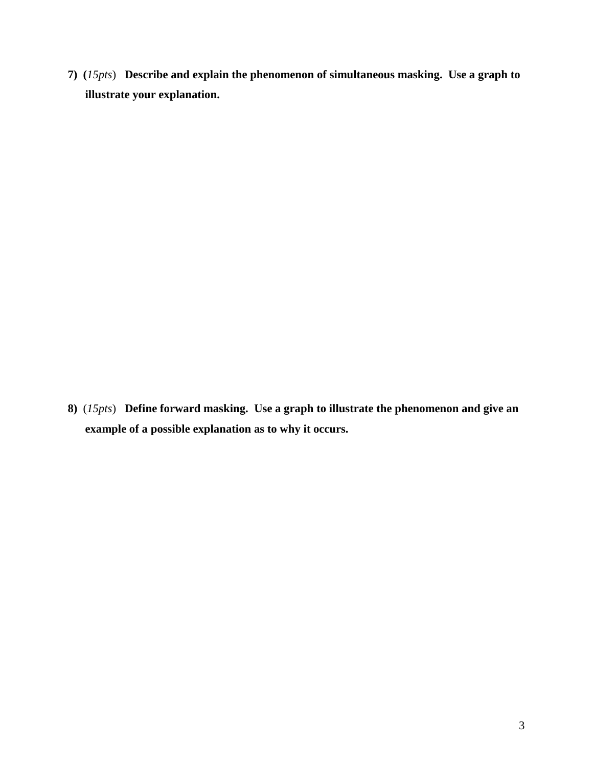**7)** (*15pts*) **Describe and explain the phenomenon of simultaneous masking. Use a graph to illustrate your explanation.**

**8)** (*15pts*) **Define forward masking. Use a graph to illustrate the phenomenon and give an example of a possible explanation as to why it occurs.**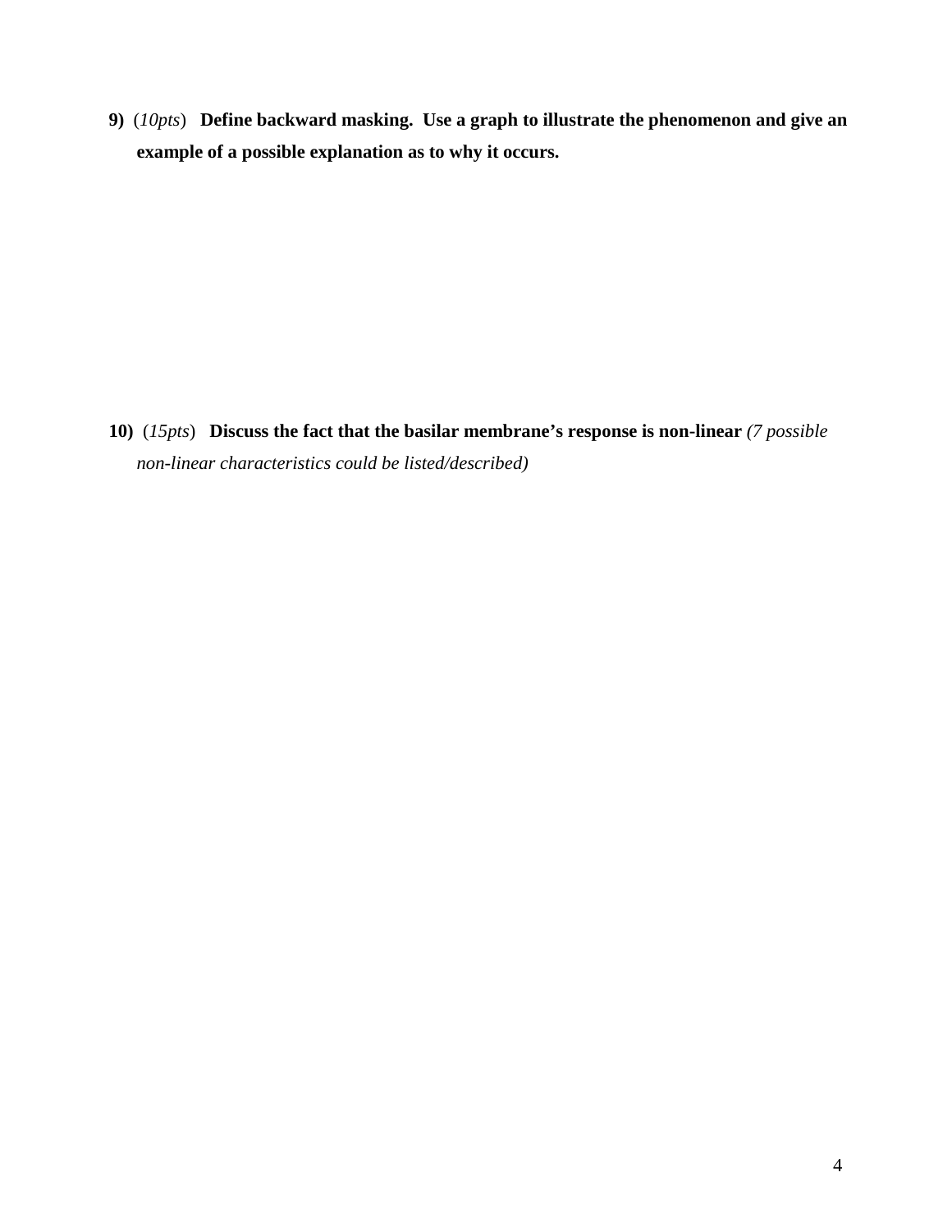**9)** (*10pts*) **Define backward masking. Use a graph to illustrate the phenomenon and give an example of a possible explanation as to why it occurs.**

**10)** (*15pts*) **Discuss the fact that the basilar membrane's response is non-linear** *(7 possible non-linear characteristics could be listed/described)*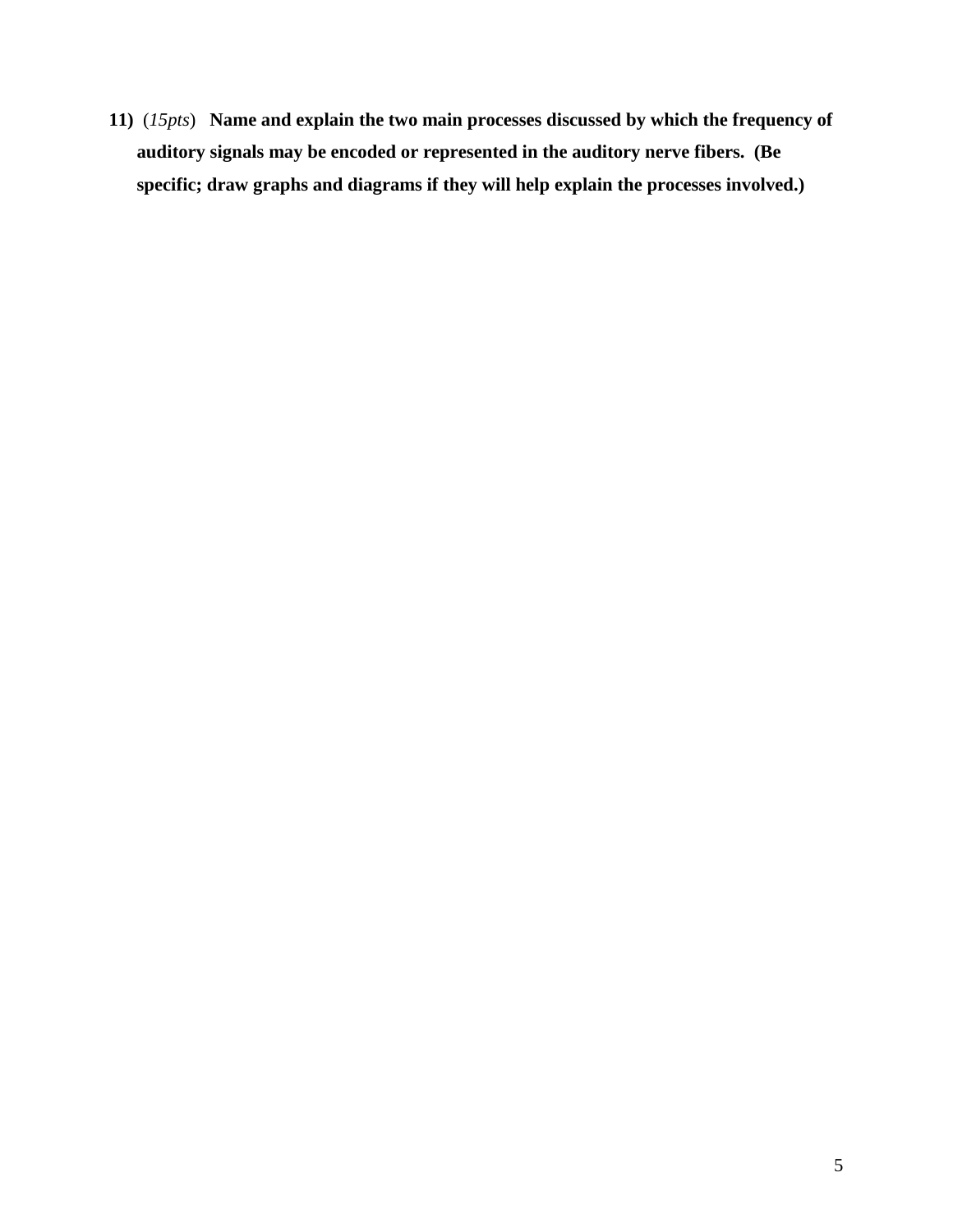**11)** (*15pts*) **Name and explain the two main processes discussed by which the frequency of auditory signals may be encoded or represented in the auditory nerve fibers. (Be specific; draw graphs and diagrams if they will help explain the processes involved.)**